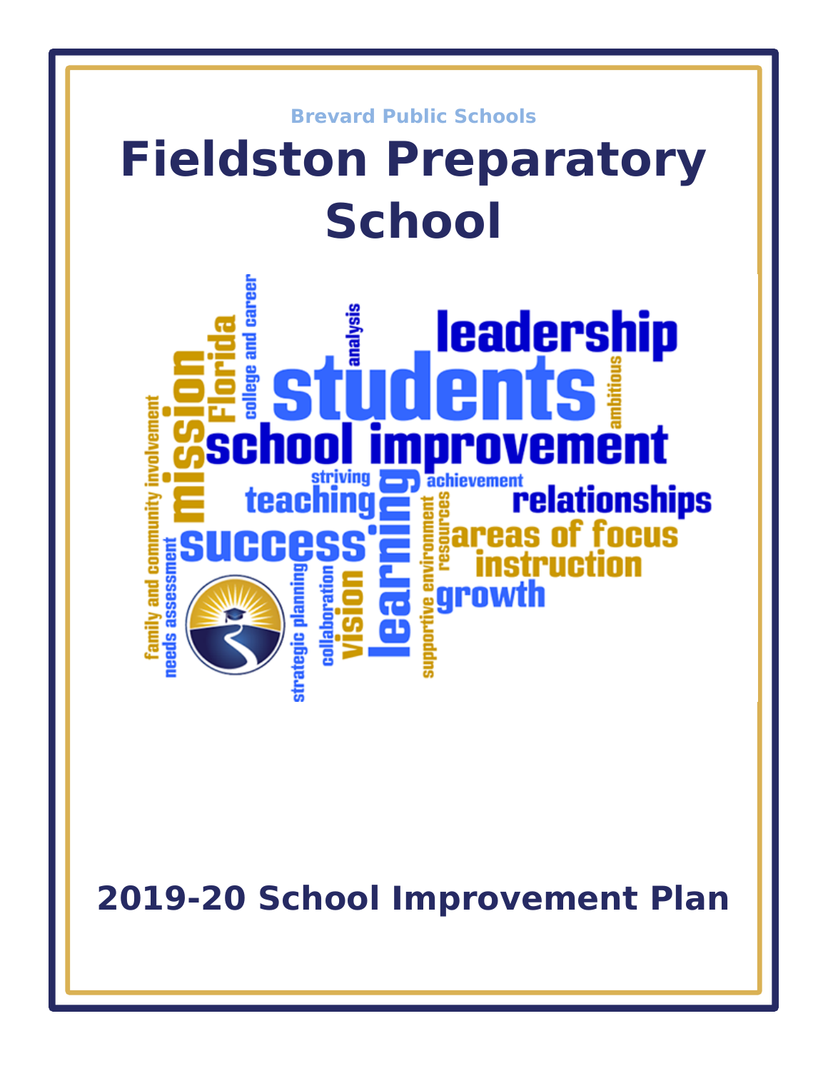Brevard Public Schools

# Fieldston Preparatory School

## 2019-20 School Improvement Plan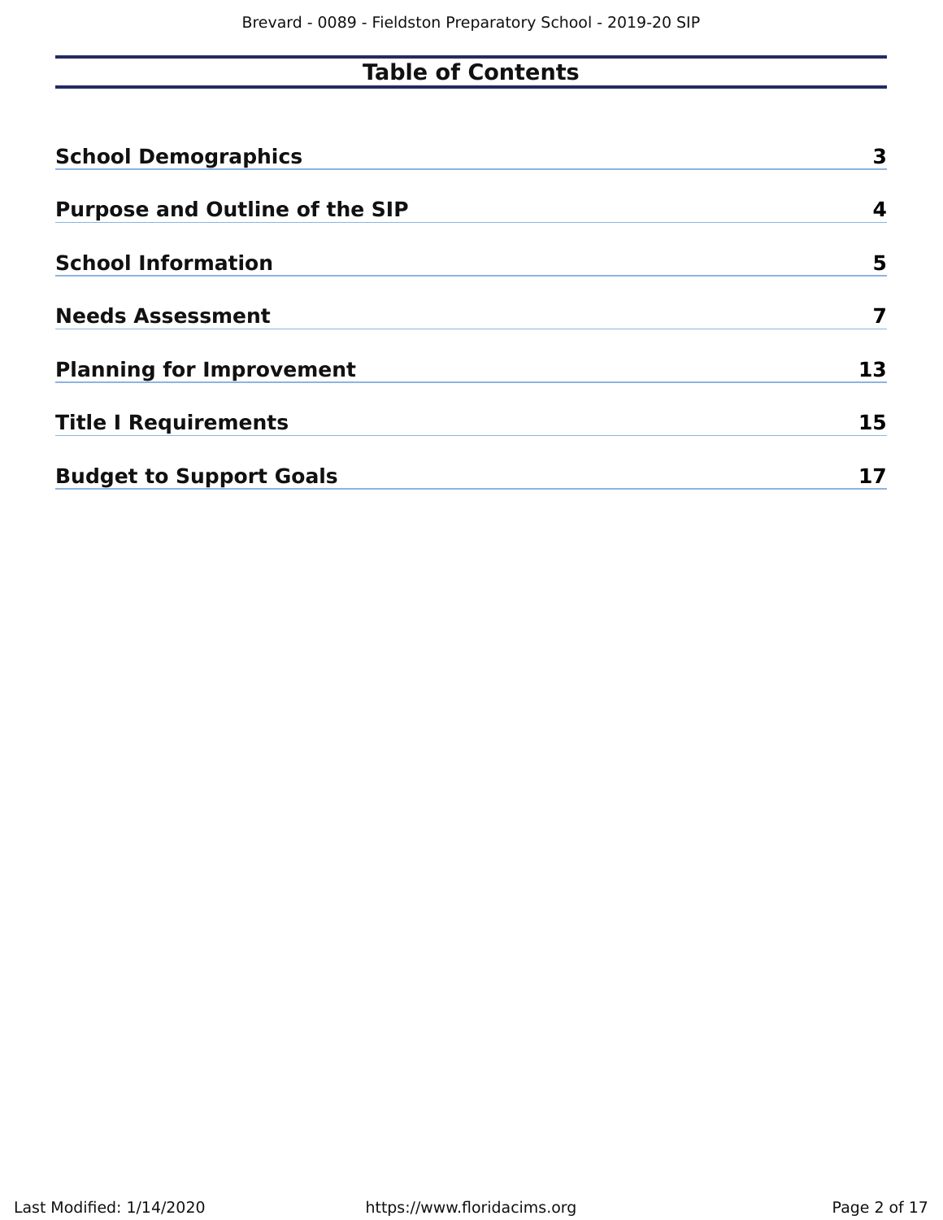# Table of Contents

| | |
|---|---|
| **School Demographics** | **3** |
| **Purpose and Outline of the SIP** | **4** |
| **School Information** | **5** |
| **Needs Assessment** | **7** |
| **Planning for Improvement** | **13** |
| **Title I Requirements** | **15** |
| **Budget to Support Goals** | **17** |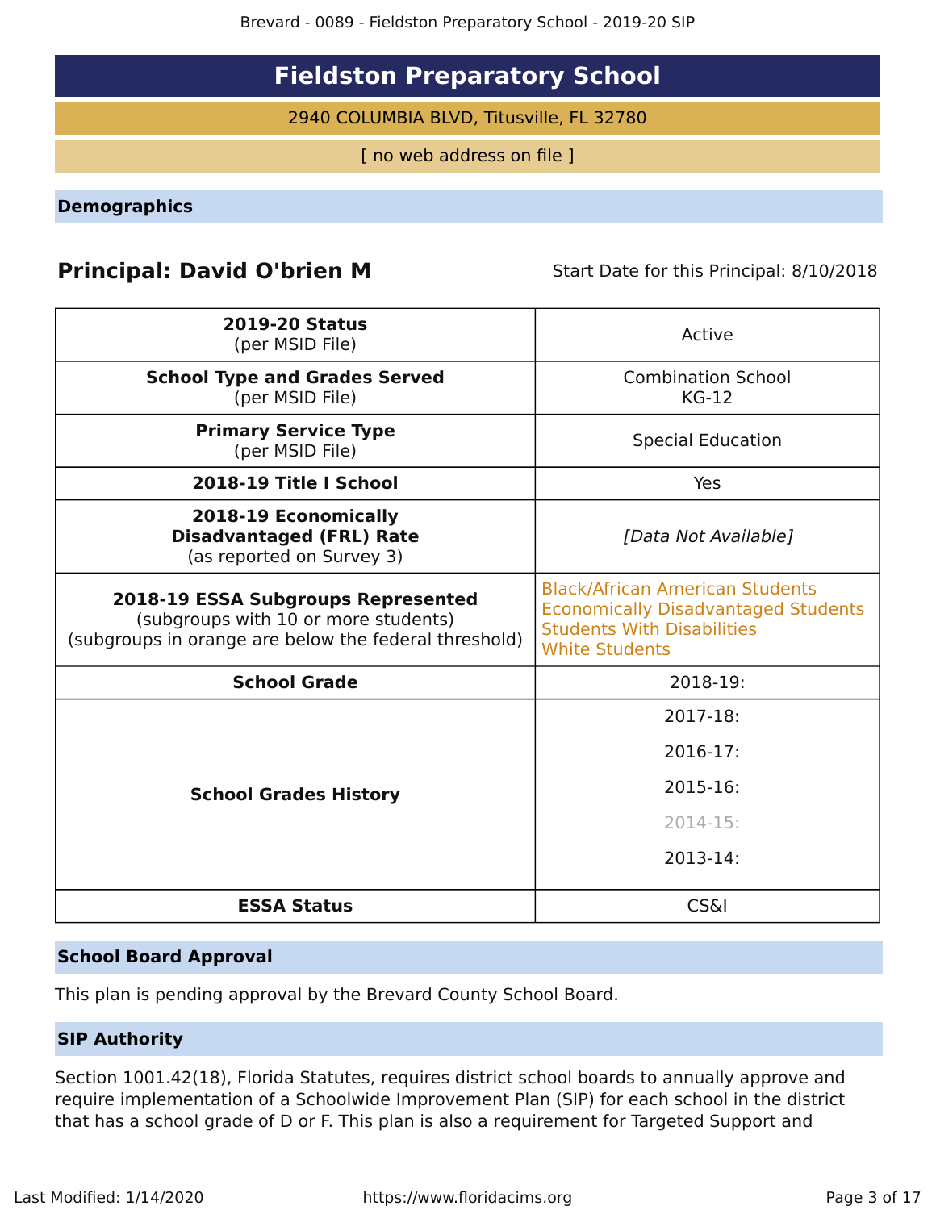# Fieldston Preparatory School

2940 COLUMBIA BLVD, Titusville, FL 32780

[ no web address on file ]

## Demographics

**Principal: David O'brien M**

Start Date for this Principal: 8/10/2018

| | |
|---|---|
| **2019-20 Status** (per MSID File) | Active |
| **School Type and Grades Served** (per MSID File) | Combination School KG-12 |
| **Primary Service Type** (per MSID File) | Special Education |
| **2018-19 Title I School** | Yes |
| **2018-19 Economically Disadvantaged (FRL) Rate** (as reported on Survey 3) | *[Data Not Available]* |
| **2018-19 ESSA Subgroups Represented** (subgroups with 10 or more students) (subgroups in orange are below the federal threshold) | Black/African American Students<br>Economically Disadvantaged Students<br>Students With Disabilities<br>White Students |
| **School Grade** | 2018-19: |
| **School Grades History** | 2017-18:<br>2016-17:<br>2015-16:<br>2014-15:<br>2013-14: |
| **ESSA Status** | CS&I |

## School Board Approval

This plan is pending approval by the Brevard County School Board.

## SIP Authority

Section 1001.42(18), Florida Statutes, requires district school boards to annually approve and require implementation of a Schoolwide Improvement Plan (SIP) for each school in the district that has a school grade of D or F. This plan is also a requirement for Targeted Support and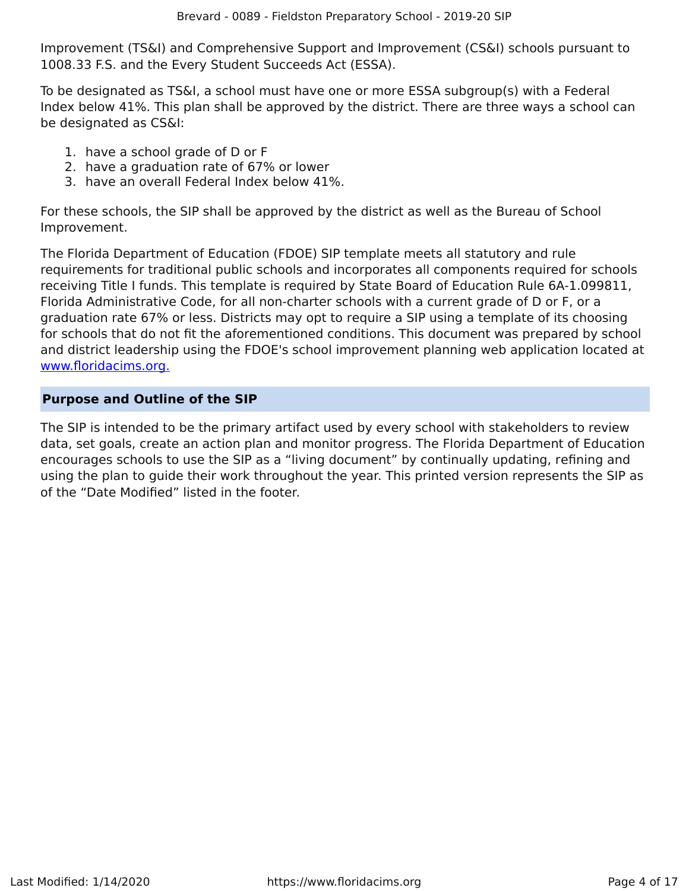Improvement (TS&I) and Comprehensive Support and Improvement (CS&I) schools pursuant to 1008.33 F.S. and the Every Student Succeeds Act (ESSA).

To be designated as TS&I, a school must have one or more ESSA subgroup(s) with a Federal Index below 41%. This plan shall be approved by the district. There are three ways a school can be designated as CS&I:

1. have a school grade of D or F
2. have a graduation rate of 67% or lower
3. have an overall Federal Index below 41%.

For these schools, the SIP shall be approved by the district as well as the Bureau of School Improvement.

The Florida Department of Education (FDOE) SIP template meets all statutory and rule requirements for traditional public schools and incorporates all components required for schools receiving Title I funds. This template is required by State Board of Education Rule 6A-1.099811, Florida Administrative Code, for all non-charter schools with a current grade of D or F, or a graduation rate 67% or less. Districts may opt to require a SIP using a template of its choosing for schools that do not fit the aforementioned conditions. This document was prepared by school and district leadership using the FDOE's school improvement planning web application located at [www.floridacims.org.](https://www.floridacims.org)

## Purpose and Outline of the SIP

The SIP is intended to be the primary artifact used by every school with stakeholders to review data, set goals, create an action plan and monitor progress. The Florida Department of Education encourages schools to use the SIP as a “living document” by continually updating, refining and using the plan to guide their work throughout the year. This printed version represents the SIP as of the “Date Modified” listed in the footer.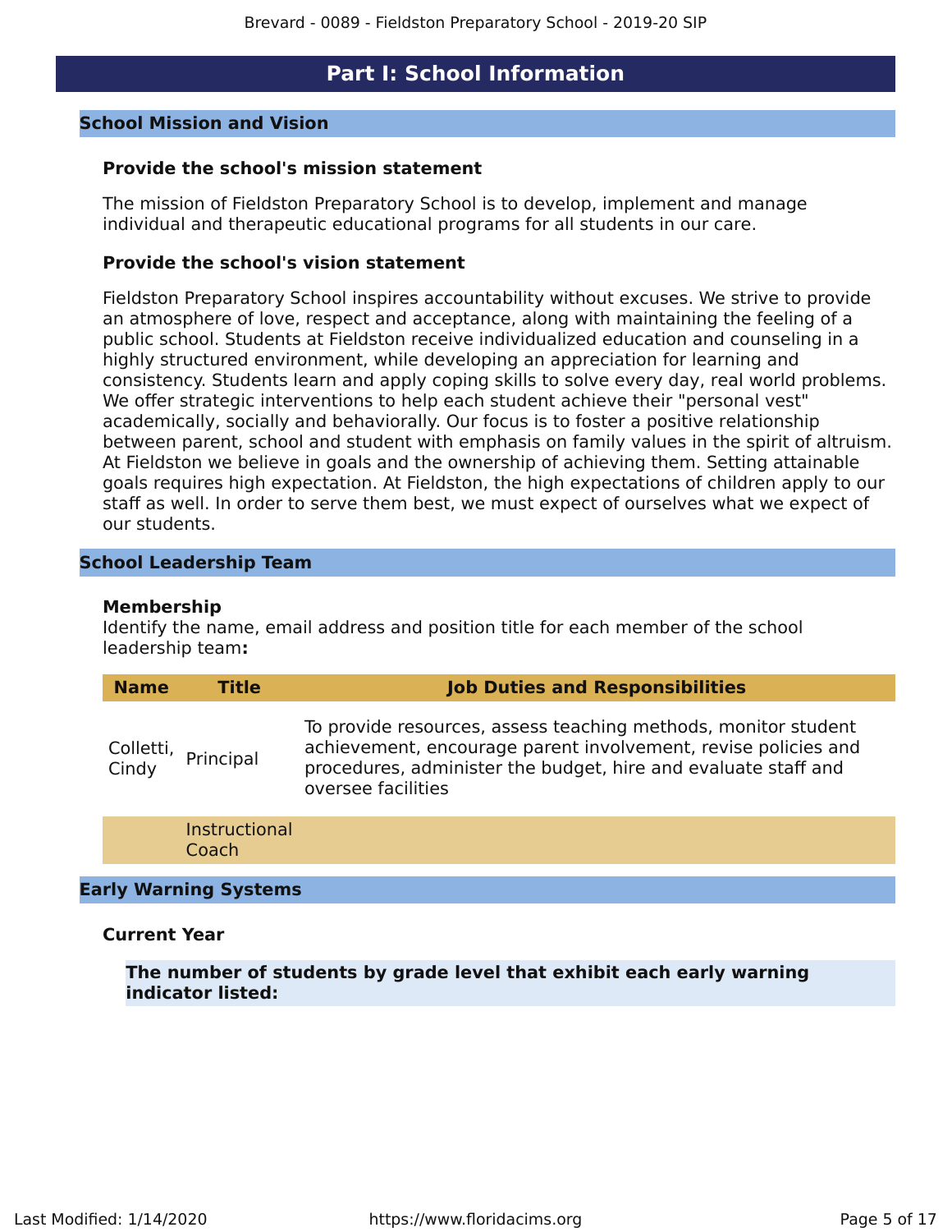# Part I: School Information

## School Mission and Vision

### Provide the school's mission statement

The mission of Fieldston Preparatory School is to develop, implement and manage individual and therapeutic educational programs for all students in our care.

### Provide the school's vision statement

Fieldston Preparatory School inspires accountability without excuses. We strive to provide an atmosphere of love, respect and acceptance, along with maintaining the feeling of a public school. Students at Fieldston receive individualized education and counseling in a highly structured environment, while developing an appreciation for learning and consistency. Students learn and apply coping skills to solve every day, real world problems. We offer strategic interventions to help each student achieve their "personal vest" academically, socially and behaviorally. Our focus is to foster a positive relationship between parent, school and student with emphasis on family values in the spirit of altruism. At Fieldston we believe in goals and the ownership of achieving them. Setting attainable goals requires high expectation. At Fieldston, the high expectations of children apply to our staff as well. In order to serve them best, we must expect of ourselves what we expect of our students.

## School Leadership Team

### Membership

Identify the name, email address and position title for each member of the school leadership team**:**

| Name | Title | Job Duties and Responsibilities |
|---|---|---|
| Colletti, Cindy | Principal | To provide resources, assess teaching methods, monitor student achievement, encourage parent involvement, revise policies and procedures, administer the budget, hire and evaluate staff and oversee facilities |
| | Instructional Coach | |

## Early Warning Systems

### Current Year

**The number of students by grade level that exhibit each early warning indicator listed:**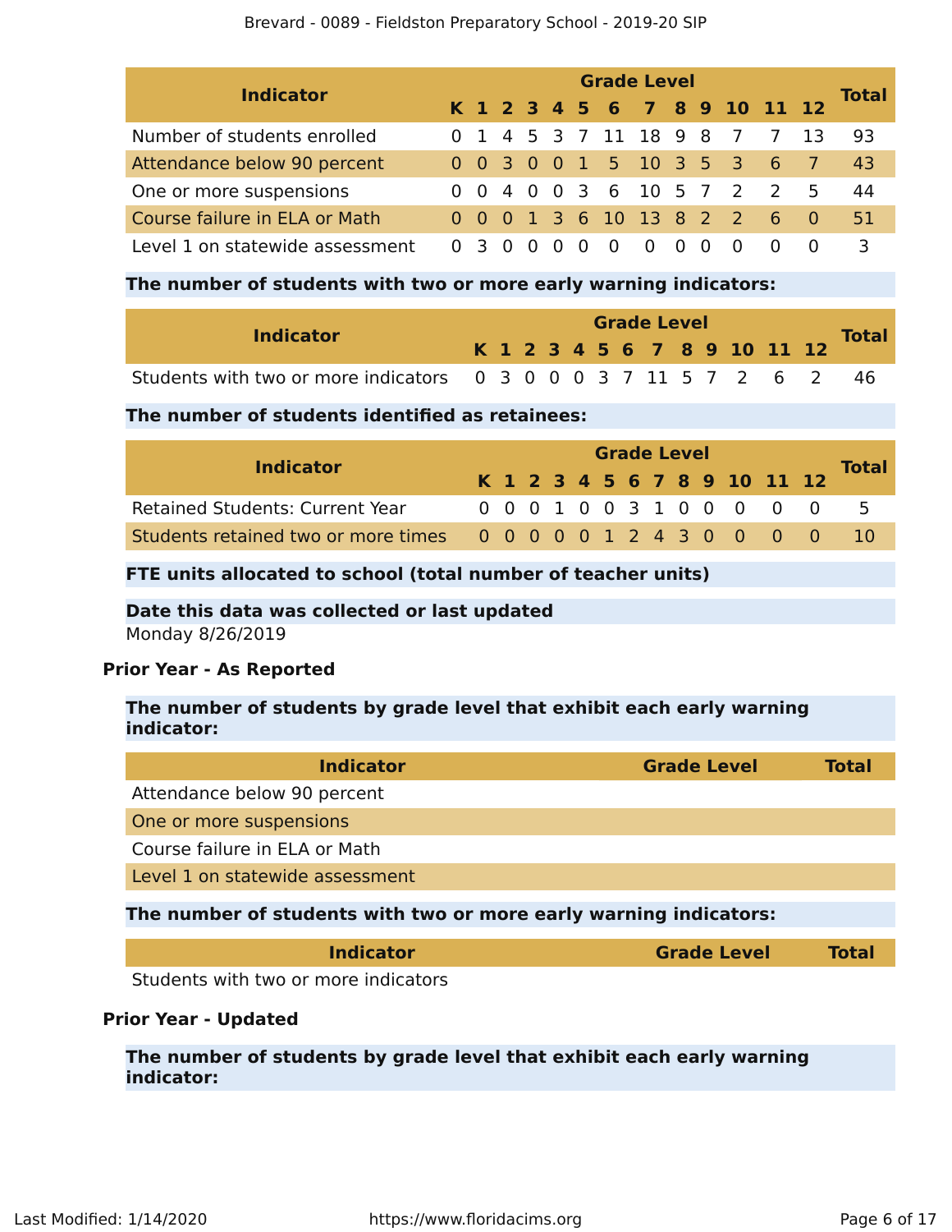| Indicator | Grade Level | | | | | | | | | | | | | Total |
|---|---|---|---|---|---|---|---|---|---|---|---|---|---|---|
| | K | 1 | 2 | 3 | 4 | 5 | 6 | 7 | 8 | 9 | 10 | 11 | 12 | |
| Number of students enrolled | 0 | 1 | 4 | 5 | 3 | 7 | 11 | 18 | 9 | 8 | 7 | 7 | 13 | 93 |
| Attendance below 90 percent | 0 | 0 | 3 | 0 | 0 | 1 | 5 | 10 | 3 | 5 | 3 | 6 | 7 | 43 |
| One or more suspensions | 0 | 0 | 4 | 0 | 0 | 3 | 6 | 10 | 5 | 7 | 2 | 2 | 5 | 44 |
| Course failure in ELA or Math | 0 | 0 | 0 | 1 | 3 | 6 | 10 | 13 | 8 | 2 | 2 | 6 | 0 | 51 |
| Level 1 on statewide assessment | 0 | 3 | 0 | 0 | 0 | 0 | 0 | 0 | 0 | 0 | 0 | 0 | 0 | 3 |

**The number of students with two or more early warning indicators:**

| Indicator | Grade Level | | | | | | | | | | | | | Total |
|---|---|---|---|---|---|---|---|---|---|---|---|---|---|---|
| | K | 1 | 2 | 3 | 4 | 5 | 6 | 7 | 8 | 9 | 10 | 11 | 12 | |
| Students with two or more indicators | 0 | 3 | 0 | 0 | 0 | 3 | 7 | 11 | 5 | 7 | 2 | 6 | 2 | 46 |

**The number of students identified as retainees:**

| Indicator | Grade Level | | | | | | | | | | | | | Total |
|---|---|---|---|---|---|---|---|---|---|---|---|---|---|---|
| | K | 1 | 2 | 3 | 4 | 5 | 6 | 7 | 8 | 9 | 10 | 11 | 12 | |
| Retained Students: Current Year | 0 | 0 | 0 | 1 | 0 | 0 | 3 | 1 | 0 | 0 | 0 | 0 | 0 | 5 |
| Students retained two or more times | 0 | 0 | 0 | 0 | 0 | 1 | 2 | 4 | 3 | 0 | 0 | 0 | 0 | 10 |

**FTE units allocated to school (total number of teacher units)**

**Date this data was collected or last updated**

Monday 8/26/2019

**Prior Year - As Reported**

**The number of students by grade level that exhibit each early warning indicator:**

| Indicator | Grade Level | Total |
|---|---|---|
| Attendance below 90 percent | | |
| One or more suspensions | | |
| Course failure in ELA or Math | | |
| Level 1 on statewide assessment | | |

**The number of students with two or more early warning indicators:**

| Indicator | Grade Level | Total |
|---|---|---|
| Students with two or more indicators | | |

**Prior Year - Updated**

**The number of students by grade level that exhibit each early warning indicator:**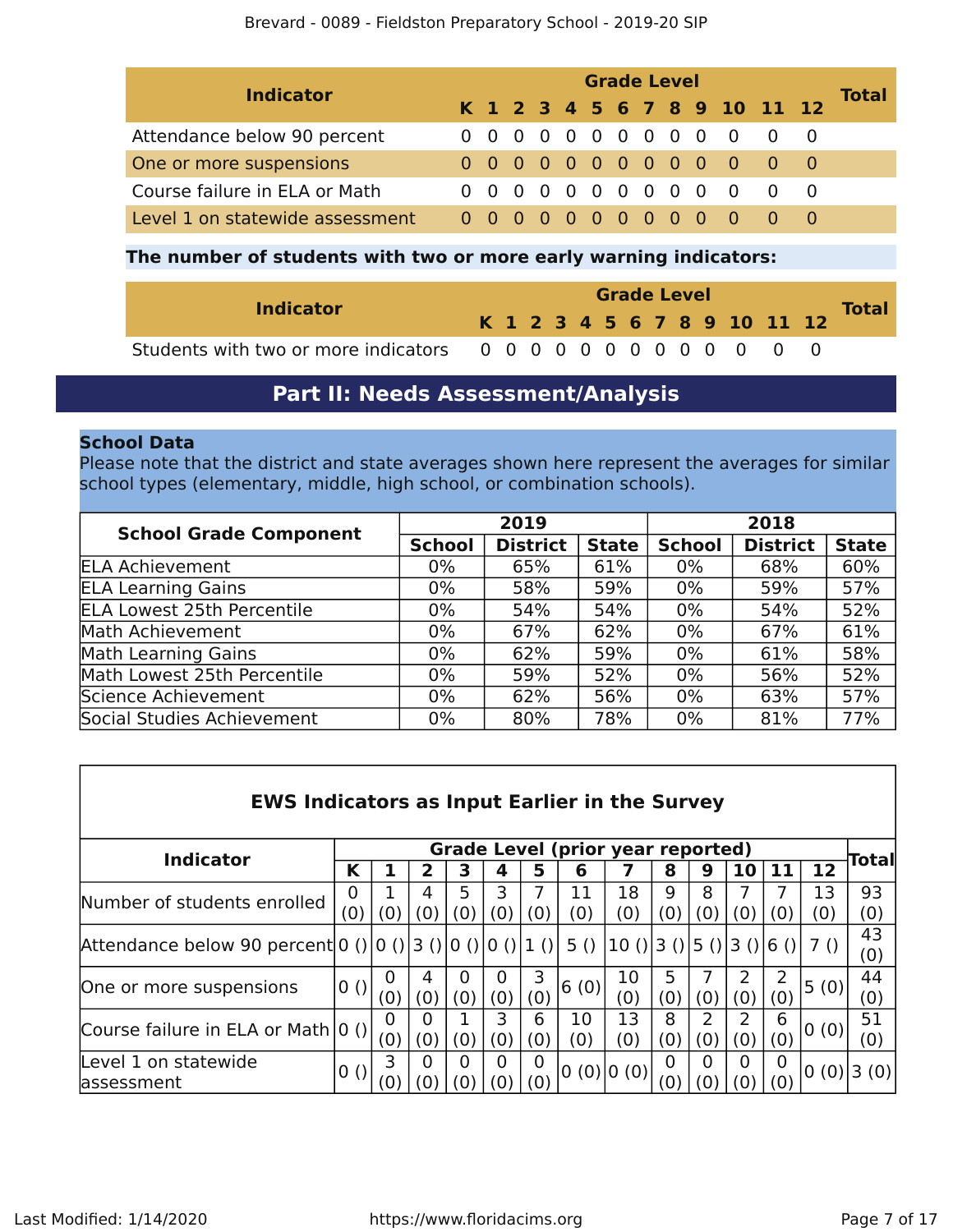| Indicator | Grade Level | | | | | | | | | | | | | Total |
|---|---|---|---|---|---|---|---|---|---|---|---|---|---|---|
| | K | 1 | 2 | 3 | 4 | 5 | 6 | 7 | 8 | 9 | 10 | 11 | 12 | |
| Attendance below 90 percent | 0 | 0 | 0 | 0 | 0 | 0 | 0 | 0 | 0 | 0 | 0 | 0 | 0 | |
| One or more suspensions | 0 | 0 | 0 | 0 | 0 | 0 | 0 | 0 | 0 | 0 | 0 | 0 | 0 | |
| Course failure in ELA or Math | 0 | 0 | 0 | 0 | 0 | 0 | 0 | 0 | 0 | 0 | 0 | 0 | 0 | |
| Level 1 on statewide assessment | 0 | 0 | 0 | 0 | 0 | 0 | 0 | 0 | 0 | 0 | 0 | 0 | 0 | |

**The number of students with two or more early warning indicators:**

| Indicator | Grade Level | | | | | | | | | | | | | Total |
|---|---|---|---|---|---|---|---|---|---|---|---|---|---|---|
| | K | 1 | 2 | 3 | 4 | 5 | 6 | 7 | 8 | 9 | 10 | 11 | 12 | |
| Students with two or more indicators | 0 | 0 | 0 | 0 | 0 | 0 | 0 | 0 | 0 | 0 | 0 | 0 | 0 | |

## Part II: Needs Assessment/Analysis

**School Data**

Please note that the district and state averages shown here represent the averages for similar school types (elementary, middle, high school, or combination schools).

| School Grade Component | 2019 | | | 2018 | | |
|---|---|---|---|---|---|---|
| | School | District | State | School | District | State |
| ELA Achievement | 0% | 65% | 61% | 0% | 68% | 60% |
| ELA Learning Gains | 0% | 58% | 59% | 0% | 59% | 57% |
| ELA Lowest 25th Percentile | 0% | 54% | 54% | 0% | 54% | 52% |
| Math Achievement | 0% | 67% | 62% | 0% | 67% | 61% |
| Math Learning Gains | 0% | 62% | 59% | 0% | 61% | 58% |
| Math Lowest 25th Percentile | 0% | 59% | 52% | 0% | 56% | 52% |
| Science Achievement | 0% | 62% | 56% | 0% | 63% | 57% |
| Social Studies Achievement | 0% | 80% | 78% | 0% | 81% | 77% |

**EWS Indicators as Input Earlier in the Survey**

| Indicator | Grade Level (prior year reported) | | | | | | | | | | | | | Total |
|---|---|---|---|---|---|---|---|---|---|---|---|---|---|---|
| | K | 1 | 2 | 3 | 4 | 5 | 6 | 7 | 8 | 9 | 10 | 11 | 12 | |
| Number of students enrolled | 0 (0) | 1 (0) | 4 (0) | 5 (0) | 3 (0) | 7 (0) | 11 (0) | 18 (0) | 9 (0) | 8 (0) | 7 (0) | 7 (0) | 13 (0) | 93 (0) |
| Attendance below 90 percent | 0 () | 0 () | 3 () | 0 () | 0 () | 1 () | 5 () | 10 () | 3 () | 5 () | 3 () | 6 () | 7 () | 43 (0) |
| One or more suspensions | 0 () | 0 (0) | 4 (0) | 0 (0) | 0 (0) | 3 (0) | 6 (0) | 10 (0) | 5 (0) | 7 (0) | 2 (0) | 2 (0) | 5 (0) | 44 (0) |
| Course failure in ELA or Math | 0 () | 0 (0) | 0 (0) | 1 (0) | 3 (0) | 6 (0) | 10 (0) | 13 (0) | 8 (0) | 2 (0) | 2 (0) | 6 (0) | 0 (0) | 51 (0) |
| Level 1 on statewide assessment | 0 () | 3 (0) | 0 (0) | 0 (0) | 0 (0) | 0 (0) | 0 (0) | 0 (0) | 0 (0) | 0 (0) | 0 (0) | 0 (0) | 0 (0) | 3 (0) |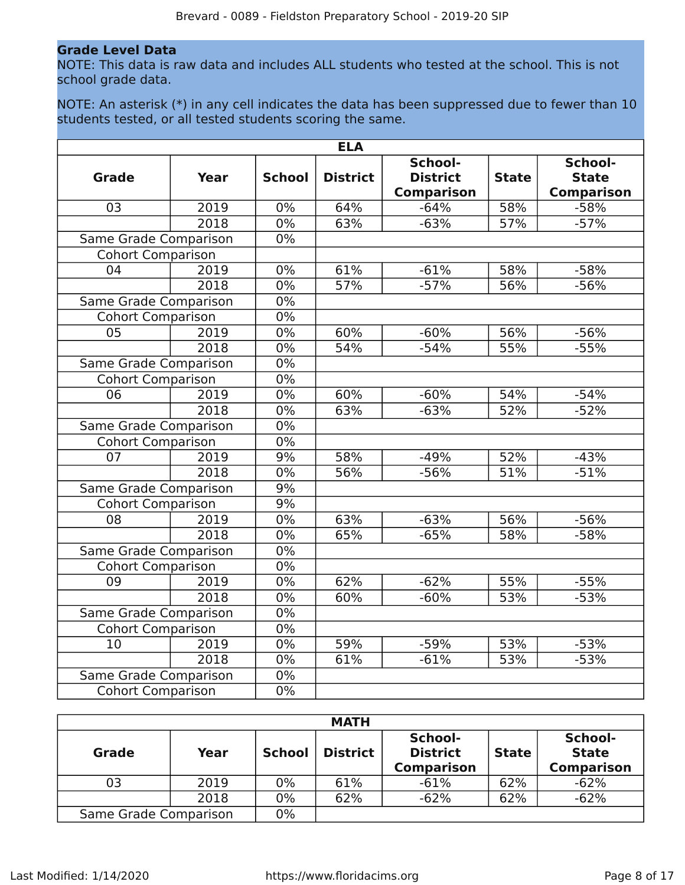**Grade Level Data**

NOTE: This data is raw data and includes ALL students who tested at the school. This is not school grade data.

NOTE: An asterisk (*) in any cell indicates the data has been suppressed due to fewer than 10 students tested, or all tested students scoring the same.

| ELA | | | | | | |
|---|---|---|---|---|---|---|
| **Grade** | **Year** | **School** | **District** | **School-District Comparison** | **State** | **School-State Comparison** |
| 03 | 2019 | 0% | 64% | -64% | 58% | -58% |
| | 2018 | 0% | 63% | -63% | 57% | -57% |
| Same Grade Comparison | | 0% | | | | |
| Cohort Comparison | | | | | | |
| 04 | 2019 | 0% | 61% | -61% | 58% | -58% |
| | 2018 | 0% | 57% | -57% | 56% | -56% |
| Same Grade Comparison | | 0% | | | | |
| Cohort Comparison | | 0% | | | | |
| 05 | 2019 | 0% | 60% | -60% | 56% | -56% |
| | 2018 | 0% | 54% | -54% | 55% | -55% |
| Same Grade Comparison | | 0% | | | | |
| Cohort Comparison | | 0% | | | | |
| 06 | 2019 | 0% | 60% | -60% | 54% | -54% |
| | 2018 | 0% | 63% | -63% | 52% | -52% |
| Same Grade Comparison | | 0% | | | | |
| Cohort Comparison | | 0% | | | | |
| 07 | 2019 | 9% | 58% | -49% | 52% | -43% |
| | 2018 | 0% | 56% | -56% | 51% | -51% |
| Same Grade Comparison | | 9% | | | | |
| Cohort Comparison | | 9% | | | | |
| 08 | 2019 | 0% | 63% | -63% | 56% | -56% |
| | 2018 | 0% | 65% | -65% | 58% | -58% |
| Same Grade Comparison | | 0% | | | | |
| Cohort Comparison | | 0% | | | | |
| 09 | 2019 | 0% | 62% | -62% | 55% | -55% |
| | 2018 | 0% | 60% | -60% | 53% | -53% |
| Same Grade Comparison | | 0% | | | | |
| Cohort Comparison | | 0% | | | | |
| 10 | 2019 | 0% | 59% | -59% | 53% | -53% |
| | 2018 | 0% | 61% | -61% | 53% | -53% |
| Same Grade Comparison | | 0% | | | | |
| Cohort Comparison | | 0% | | | | |

| MATH | | | | | | |
|---|---|---|---|---|---|---|
| **Grade** | **Year** | **School** | **District** | **School-District Comparison** | **State** | **School-State Comparison** |
| 03 | 2019 | 0% | 61% | -61% | 62% | -62% |
| | 2018 | 0% | 62% | -62% | 62% | -62% |
| Same Grade Comparison | | 0% | | | | |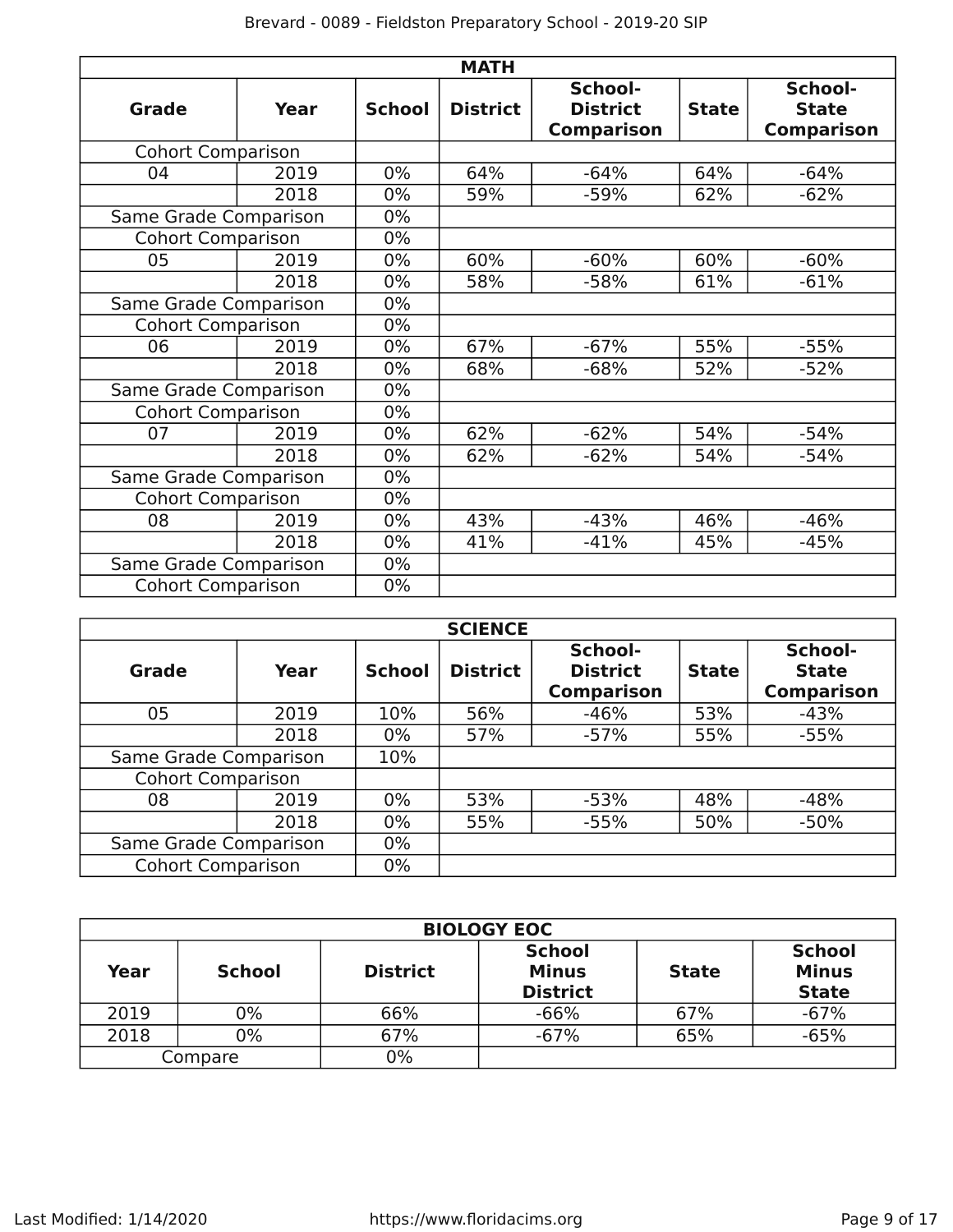| MATH | | | | | | |
|---|---|---|---|---|---|---|
| **Grade** | **Year** | **School** | **District** | **School-District Comparison** | **State** | **School-State Comparison** |
| Cohort Comparison | | | | | | |
| 04 | 2019 | 0% | 64% | -64% | 64% | -64% |
| | 2018 | 0% | 59% | -59% | 62% | -62% |
| Same Grade Comparison | | 0% | | | | |
| Cohort Comparison | | 0% | | | | |
| 05 | 2019 | 0% | 60% | -60% | 60% | -60% |
| | 2018 | 0% | 58% | -58% | 61% | -61% |
| Same Grade Comparison | | 0% | | | | |
| Cohort Comparison | | 0% | | | | |
| 06 | 2019 | 0% | 67% | -67% | 55% | -55% |
| | 2018 | 0% | 68% | -68% | 52% | -52% |
| Same Grade Comparison | | 0% | | | | |
| Cohort Comparison | | 0% | | | | |
| 07 | 2019 | 0% | 62% | -62% | 54% | -54% |
| | 2018 | 0% | 62% | -62% | 54% | -54% |
| Same Grade Comparison | | 0% | | | | |
| Cohort Comparison | | 0% | | | | |
| 08 | 2019 | 0% | 43% | -43% | 46% | -46% |
| | 2018 | 0% | 41% | -41% | 45% | -45% |
| Same Grade Comparison | | 0% | | | | |
| Cohort Comparison | | 0% | | | | |

| SCIENCE | | | | | | |
|---|---|---|---|---|---|---|
| **Grade** | **Year** | **School** | **District** | **School-District Comparison** | **State** | **School-State Comparison** |
| 05 | 2019 | 10% | 56% | -46% | 53% | -43% |
| | 2018 | 0% | 57% | -57% | 55% | -55% |
| Same Grade Comparison | | 10% | | | | |
| Cohort Comparison | | | | | | |
| 08 | 2019 | 0% | 53% | -53% | 48% | -48% |
| | 2018 | 0% | 55% | -55% | 50% | -50% |
| Same Grade Comparison | | 0% | | | | |
| Cohort Comparison | | 0% | | | | |

| BIOLOGY EOC | | | | | |
|---|---|---|---|---|---|
| **Year** | **School** | **District** | **School Minus District** | **State** | **School Minus State** |
| 2019 | 0% | 66% | -66% | 67% | -67% |
| 2018 | 0% | 67% | -67% | 65% | -65% |
| Compare | | 0% | | | |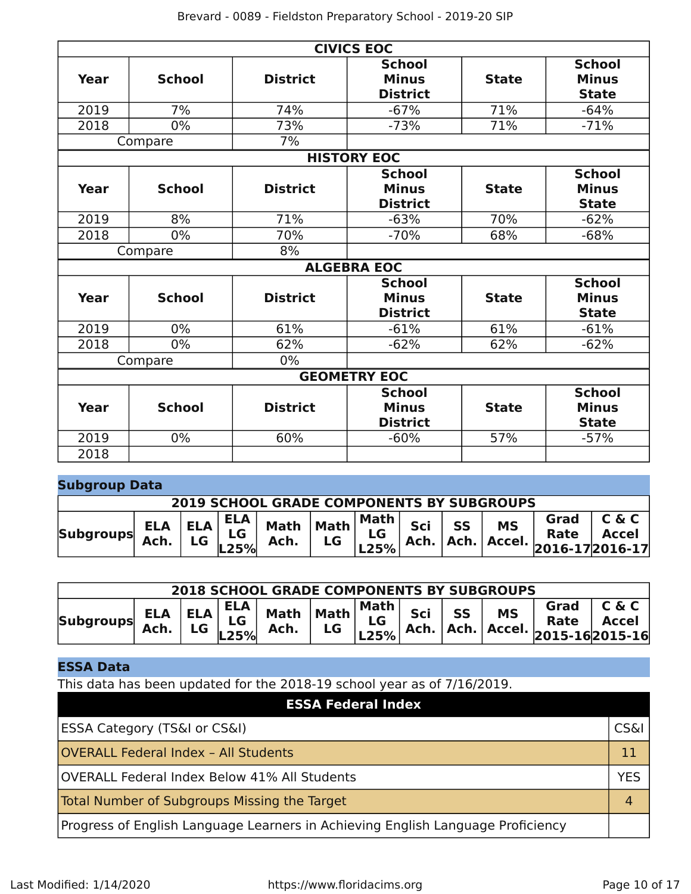| CIVICS EOC | | | | | |
|---|---|---|---|---|---|
| Year | School | District | School Minus District | State | School Minus State |
| 2019 | 7% | 74% | -67% | 71% | -64% |
| 2018 | 0% | 73% | -73% | 71% | -71% |
| Compare | | 7% | | | |

| HISTORY EOC | | | | | |
|---|---|---|---|---|---|
| Year | School | District | School Minus District | State | School Minus State |
| 2019 | 8% | 71% | -63% | 70% | -62% |
| 2018 | 0% | 70% | -70% | 68% | -68% |
| Compare | | 8% | | | |

| ALGEBRA EOC | | | | | |
|---|---|---|---|---|---|
| Year | School | District | School Minus District | State | School Minus State |
| 2019 | 0% | 61% | -61% | 61% | -61% |
| 2018 | 0% | 62% | -62% | 62% | -62% |
| Compare | | 0% | | | |

| GEOMETRY EOC | | | | | |
|---|---|---|---|---|---|
| Year | School | District | School Minus District | State | School Minus State |
| 2019 | 0% | 60% | -60% | 57% | -57% |
| 2018 | | | | | |

## Subgroup Data

| 2019 SCHOOL GRADE COMPONENTS BY SUBGROUPS | | | | | | | | | | | |
|---|---|---|---|---|---|---|---|---|---|---|---|
| Subgroups | ELA Ach. | ELA LG | ELA LG L25% | Math Ach. | Math LG | Math LG L25% | Sci Ach. | SS Ach. | MS Accel. | Grad Rate 2016-17 | C & C Accel 2016-17 |

| 2018 SCHOOL GRADE COMPONENTS BY SUBGROUPS | | | | | | | | | | | |
|---|---|---|---|---|---|---|---|---|---|---|---|
| Subgroups | ELA Ach. | ELA LG | ELA LG L25% | Math Ach. | Math LG | Math LG L25% | Sci Ach. | SS Ach. | MS Accel. | Grad Rate 2015-16 | C & C Accel 2015-16 |

## ESSA Data

This data has been updated for the 2018-19 school year as of 7/16/2019.

| ESSA Federal Index | |
|---|---|
| ESSA Category (TS&I or CS&I) | CS&I |
| OVERALL Federal Index – All Students | 11 |
| OVERALL Federal Index Below 41% All Students | YES |
| Total Number of Subgroups Missing the Target | 4 |
| Progress of English Language Learners in Achieving English Language Proficiency | |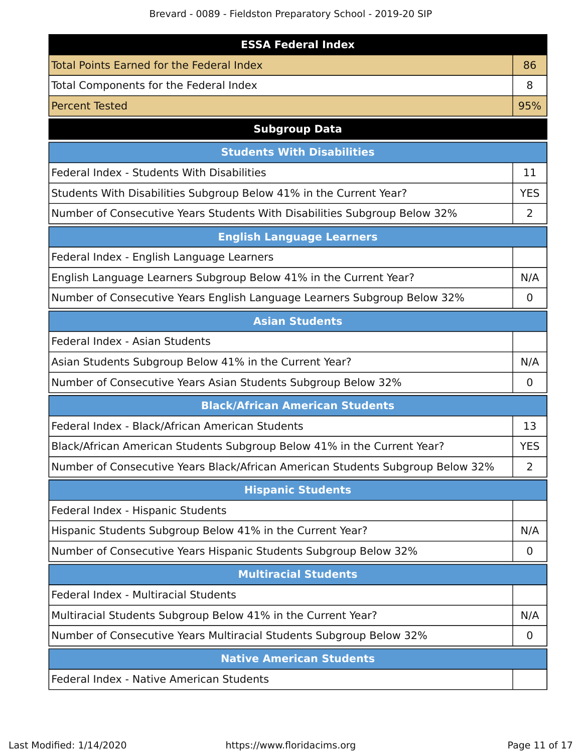| ESSA Federal Index | |
|---|---|
| Total Points Earned for the Federal Index | 86 |
| Total Components for the Federal Index | 8 |
| Percent Tested | 95% |

## Subgroup Data

| Students With Disabilities | |
|---|---|
| Federal Index - Students With Disabilities | 11 |
| Students With Disabilities Subgroup Below 41% in the Current Year? | YES |
| Number of Consecutive Years Students With Disabilities Subgroup Below 32% | 2 |

| English Language Learners | |
|---|---|
| Federal Index - English Language Learners | |
| English Language Learners Subgroup Below 41% in the Current Year? | N/A |
| Number of Consecutive Years English Language Learners Subgroup Below 32% | 0 |

| Asian Students | |
|---|---|
| Federal Index - Asian Students | |
| Asian Students Subgroup Below 41% in the Current Year? | N/A |
| Number of Consecutive Years Asian Students Subgroup Below 32% | 0 |

| Black/African American Students | |
|---|---|
| Federal Index - Black/African American Students | 13 |
| Black/African American Students Subgroup Below 41% in the Current Year? | YES |
| Number of Consecutive Years Black/African American Students Subgroup Below 32% | 2 |

| Hispanic Students | |
|---|---|
| Federal Index - Hispanic Students | |
| Hispanic Students Subgroup Below 41% in the Current Year? | N/A |
| Number of Consecutive Years Hispanic Students Subgroup Below 32% | 0 |

| Multiracial Students | |
|---|---|
| Federal Index - Multiracial Students | |
| Multiracial Students Subgroup Below 41% in the Current Year? | N/A |
| Number of Consecutive Years Multiracial Students Subgroup Below 32% | 0 |

| Native American Students | |
|---|---|
| Federal Index - Native American Students | |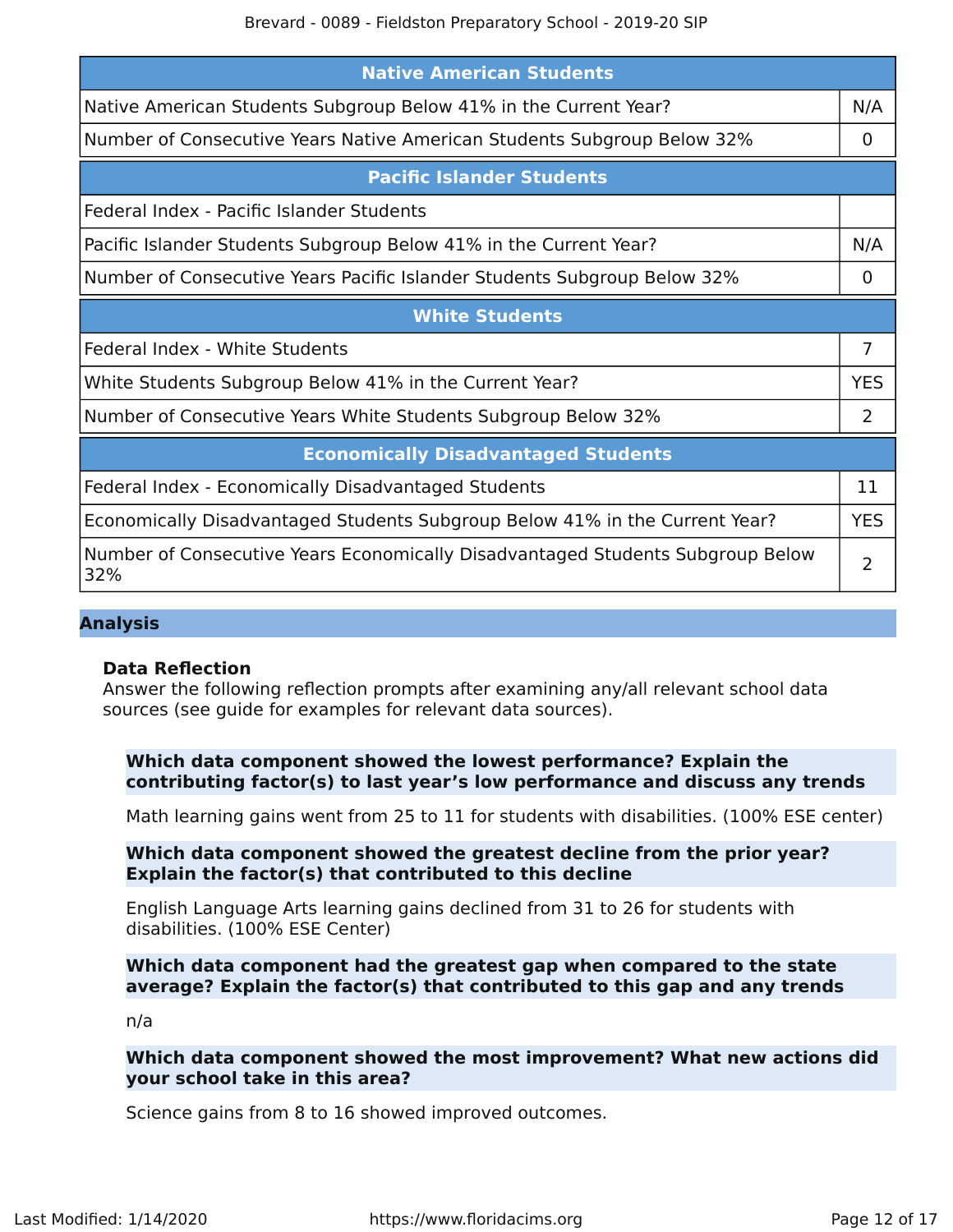| Native American Students | |
|---|---|
| Native American Students Subgroup Below 41% in the Current Year? | N/A |
| Number of Consecutive Years Native American Students Subgroup Below 32% | 0 |

| Pacific Islander Students | |
|---|---|
| Federal Index - Pacific Islander Students | |
| Pacific Islander Students Subgroup Below 41% in the Current Year? | N/A |
| Number of Consecutive Years Pacific Islander Students Subgroup Below 32% | 0 |

| White Students | |
|---|---|
| Federal Index - White Students | 7 |
| White Students Subgroup Below 41% in the Current Year? | YES |
| Number of Consecutive Years White Students Subgroup Below 32% | 2 |

| Economically Disadvantaged Students | |
|---|---|
| Federal Index - Economically Disadvantaged Students | 11 |
| Economically Disadvantaged Students Subgroup Below 41% in the Current Year? | YES |
| Number of Consecutive Years Economically Disadvantaged Students Subgroup Below 32% | 2 |

## Analysis

### Data Reflection

Answer the following reflection prompts after examining any/all relevant school data sources (see guide for examples for relevant data sources).

**Which data component showed the lowest performance? Explain the contributing factor(s) to last year's low performance and discuss any trends**

Math learning gains went from 25 to 11 for students with disabilities. (100% ESE center)

**Which data component showed the greatest decline from the prior year? Explain the factor(s) that contributed to this decline**

English Language Arts learning gains declined from 31 to 26 for students with disabilities. (100% ESE Center)

**Which data component had the greatest gap when compared to the state average? Explain the factor(s) that contributed to this gap and any trends**

n/a

**Which data component showed the most improvement? What new actions did your school take in this area?**

Science gains from 8 to 16 showed improved outcomes.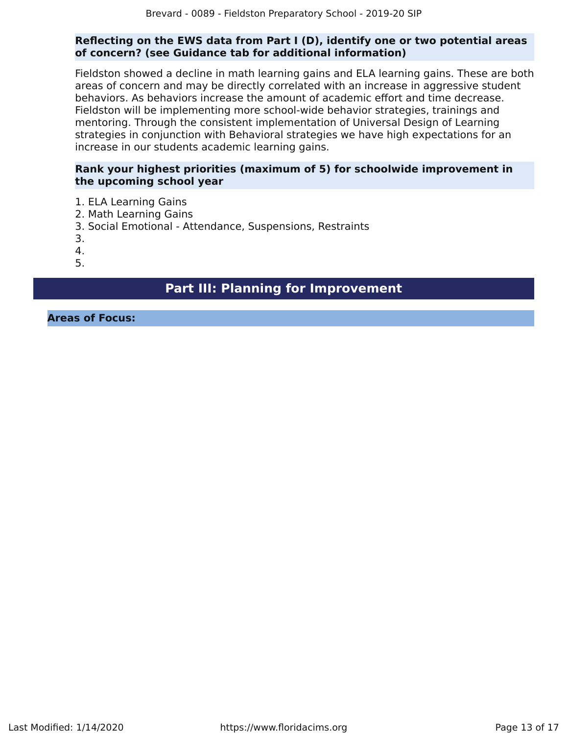**Reflecting on the EWS data from Part I (D), identify one or two potential areas of concern? (see Guidance tab for additional information)**

Fieldston showed a decline in math learning gains and ELA learning gains. These are both areas of concern and may be directly correlated with an increase in aggressive student behaviors. As behaviors increase the amount of academic effort and time decrease. Fieldston will be implementing more school-wide behavior strategies, trainings and mentoring. Through the consistent implementation of Universal Design of Learning strategies in conjunction with Behavioral strategies we have high expectations for an increase in our students academic learning gains.

**Rank your highest priorities (maximum of 5) for schoolwide improvement in the upcoming school year**

1. ELA Learning Gains
2. Math Learning Gains
3. Social Emotional - Attendance, Suspensions, Restraints
3.
4.
5.

## Part III: Planning for Improvement

**Areas of Focus:**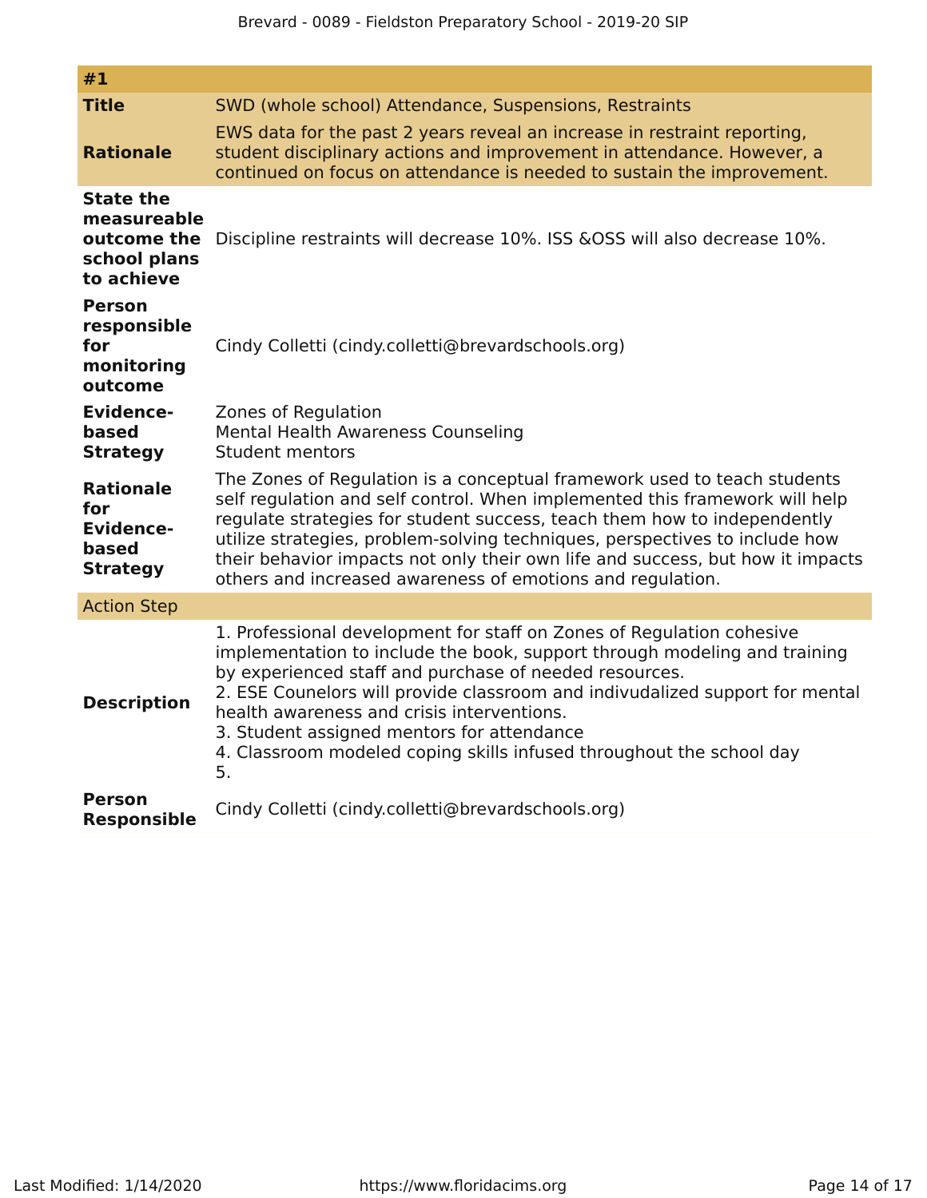| #1 | |
|---|---|
| **Title** | SWD (whole school) Attendance, Suspensions, Restraints |
| **Rationale** | EWS data for the past 2 years reveal an increase in restraint reporting, student disciplinary actions and improvement in attendance. However, a continued on focus on attendance is needed to sustain the improvement. |
| **State the measureable outcome the school plans to achieve** | Discipline restraints will decrease 10%. ISS &OSS will also decrease 10%. |
| **Person responsible for monitoring outcome** | Cindy Colletti (cindy.colletti@brevardschools.org) |
| **Evidence-based Strategy** | Zones of Regulation<br>Mental Health Awareness Counseling<br>Student mentors |
| **Rationale for Evidence-based Strategy** | The Zones of Regulation is a conceptual framework used to teach students self regulation and self control. When implemented this framework will help regulate strategies for student success, teach them how to independently utilize strategies, problem-solving techniques, perspectives to include how their behavior impacts not only their own life and success, but how it impacts others and increased awareness of emotions and regulation. |
| Action Step | |
| **Description** | 1. Professional development for staff on Zones of Regulation cohesive implementation to include the book, support through modeling and training by experienced staff and purchase of needed resources.<br>2. ESE Counelors will provide classroom and indivudalized support for mental health awareness and crisis interventions.<br>3. Student assigned mentors for attendance<br>4. Classroom modeled coping skills infused throughout the school day<br>5. |
| **Person Responsible** | Cindy Colletti (cindy.colletti@brevardschools.org) |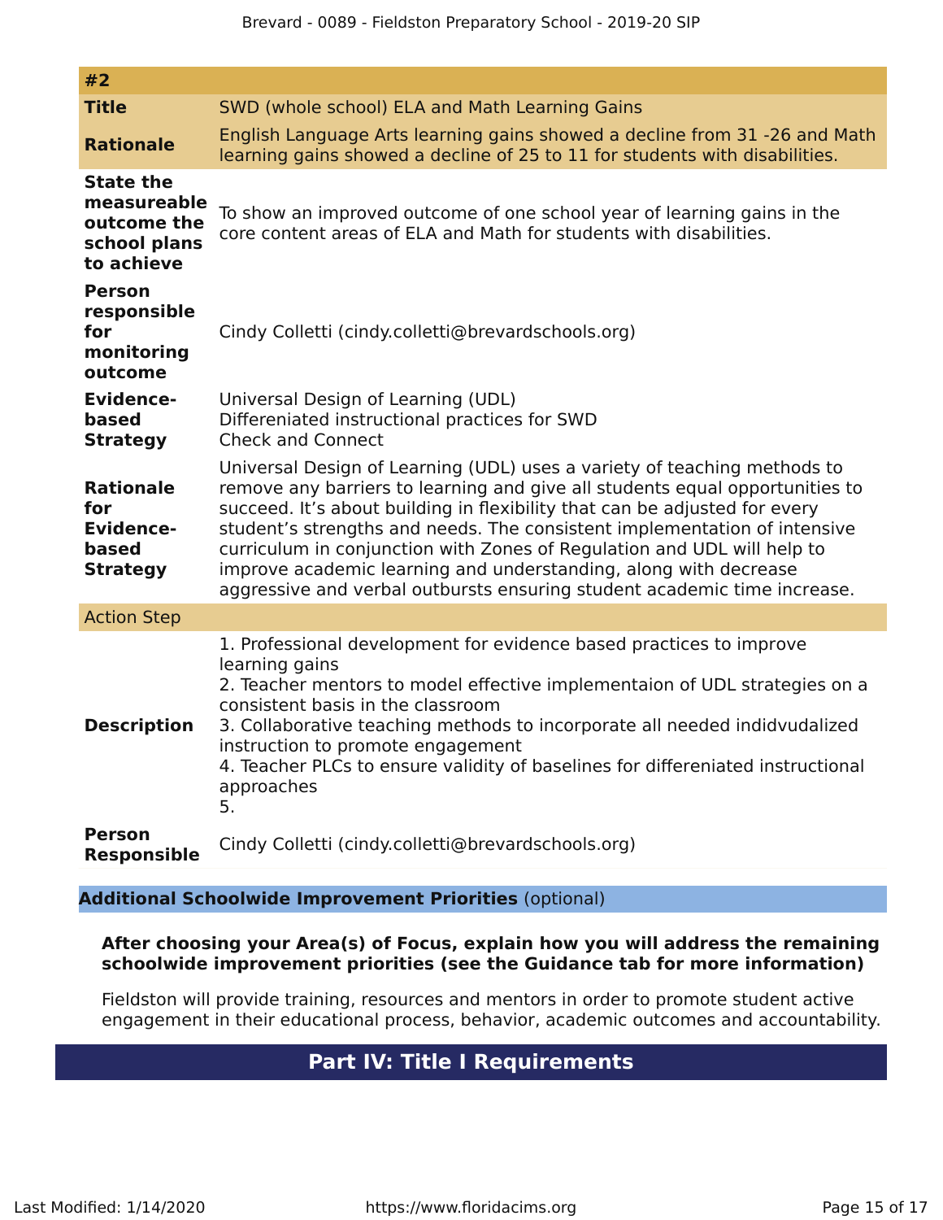| #2 | |
|---|---|
| **Title** | SWD (whole school) ELA and Math Learning Gains |
| **Rationale** | English Language Arts learning gains showed a decline from 31 -26 and Math learning gains showed a decline of 25 to 11 for students with disabilities. |
| **State the measureable outcome the school plans to achieve** | To show an improved outcome of one school year of learning gains in the core content areas of ELA and Math for students with disabilities. |
| **Person responsible for monitoring outcome** | Cindy Colletti (cindy.colletti@brevardschools.org) |
| **Evidence-based Strategy** | Universal Design of Learning (UDL)<br>Differeniated instructional practices for SWD<br>Check and Connect |
| **Rationale for Evidence-based Strategy** | Universal Design of Learning (UDL) uses a variety of teaching methods to remove any barriers to learning and give all students equal opportunities to succeed. It's about building in flexibility that can be adjusted for every student's strengths and needs. The consistent implementation of intensive curriculum in conjunction with Zones of Regulation and UDL will help to improve academic learning and understanding, along with decrease aggressive and verbal outbursts ensuring student academic time increase. |
| Action Step | |
| **Description** | 1. Professional development for evidence based practices to improve learning gains<br>2. Teacher mentors to model effective implementaion of UDL strategies on a consistent basis in the classroom<br>3. Collaborative teaching methods to incorporate all needed indidvudalized instruction to promote engagement<br>4. Teacher PLCs to ensure validity of baselines for differeniated instructional approaches<br>5. |
| **Person Responsible** | Cindy Colletti (cindy.colletti@brevardschools.org) |

### **Additional Schoolwide Improvement Priorities** (optional)

**After choosing your Area(s) of Focus, explain how you will address the remaining schoolwide improvement priorities (see the Guidance tab for more information)**

Fieldston will provide training, resources and mentors in order to promote student active engagement in their educational process, behavior, academic outcomes and accountability.

## Part IV: Title I Requirements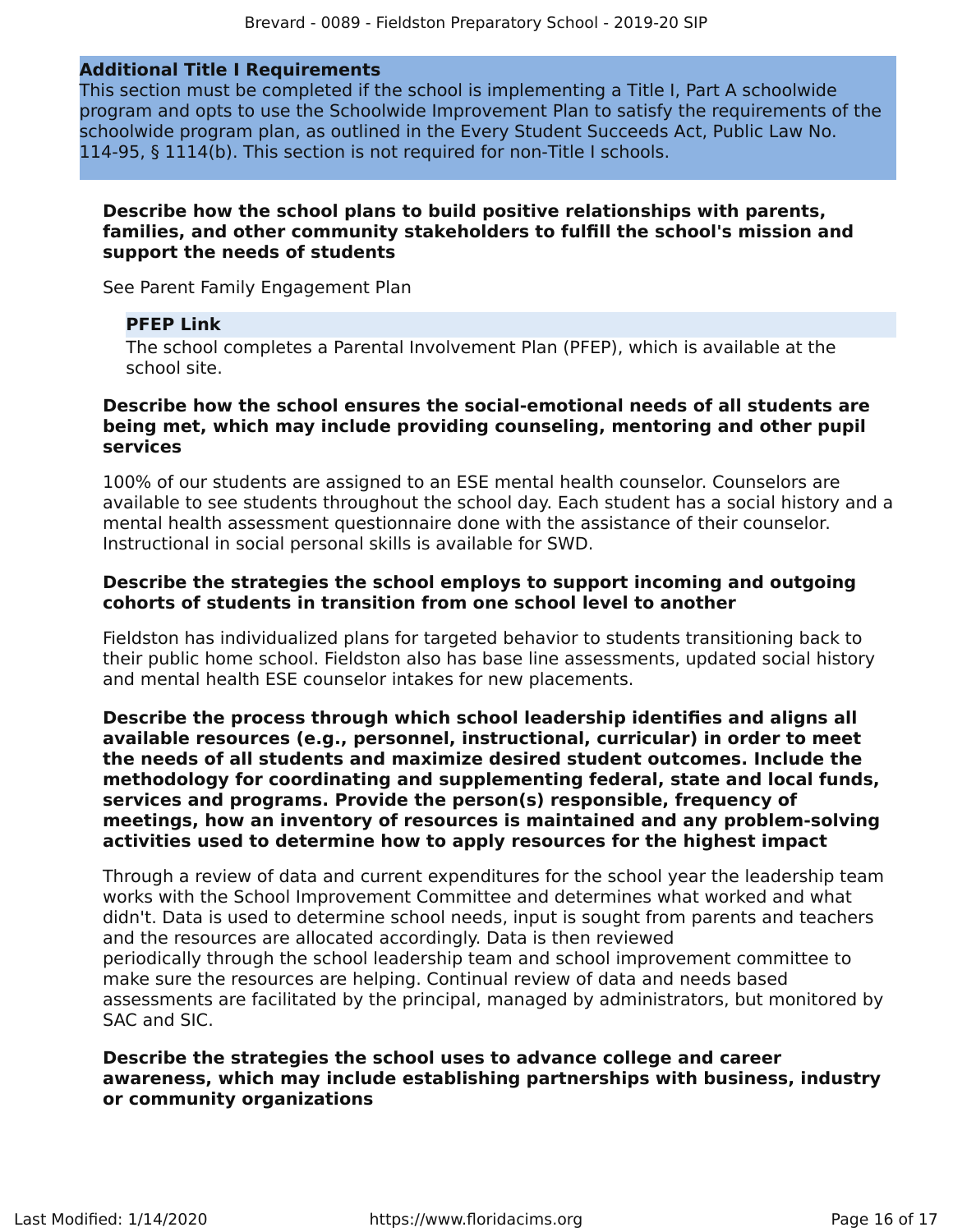## Additional Title I Requirements

This section must be completed if the school is implementing a Title I, Part A schoolwide program and opts to use the Schoolwide Improvement Plan to satisfy the requirements of the schoolwide program plan, as outlined in the Every Student Succeeds Act, Public Law No. 114-95, § 1114(b). This section is not required for non-Title I schools.

**Describe how the school plans to build positive relationships with parents, families, and other community stakeholders to fulfill the school's mission and support the needs of students**

See Parent Family Engagement Plan

**PFEP Link**

The school completes a Parental Involvement Plan (PFEP), which is available at the school site.

**Describe how the school ensures the social-emotional needs of all students are being met, which may include providing counseling, mentoring and other pupil services**

100% of our students are assigned to an ESE mental health counselor. Counselors are available to see students throughout the school day. Each student has a social history and a mental health assessment questionnaire done with the assistance of their counselor. Instructional in social personal skills is available for SWD.

**Describe the strategies the school employs to support incoming and outgoing cohorts of students in transition from one school level to another**

Fieldston has individualized plans for targeted behavior to students transitioning back to their public home school. Fieldston also has base line assessments, updated social history and mental health ESE counselor intakes for new placements.

**Describe the process through which school leadership identifies and aligns all available resources (e.g., personnel, instructional, curricular) in order to meet the needs of all students and maximize desired student outcomes. Include the methodology for coordinating and supplementing federal, state and local funds, services and programs. Provide the person(s) responsible, frequency of meetings, how an inventory of resources is maintained and any problem-solving activities used to determine how to apply resources for the highest impact**

Through a review of data and current expenditures for the school year the leadership team works with the School Improvement Committee and determines what worked and what didn't. Data is used to determine school needs, input is sought from parents and teachers and the resources are allocated accordingly. Data is then reviewed periodically through the school leadership team and school improvement committee to make sure the resources are helping. Continual review of data and needs based assessments are facilitated by the principal, managed by administrators, but monitored by SAC and SIC.

**Describe the strategies the school uses to advance college and career awareness, which may include establishing partnerships with business, industry or community organizations**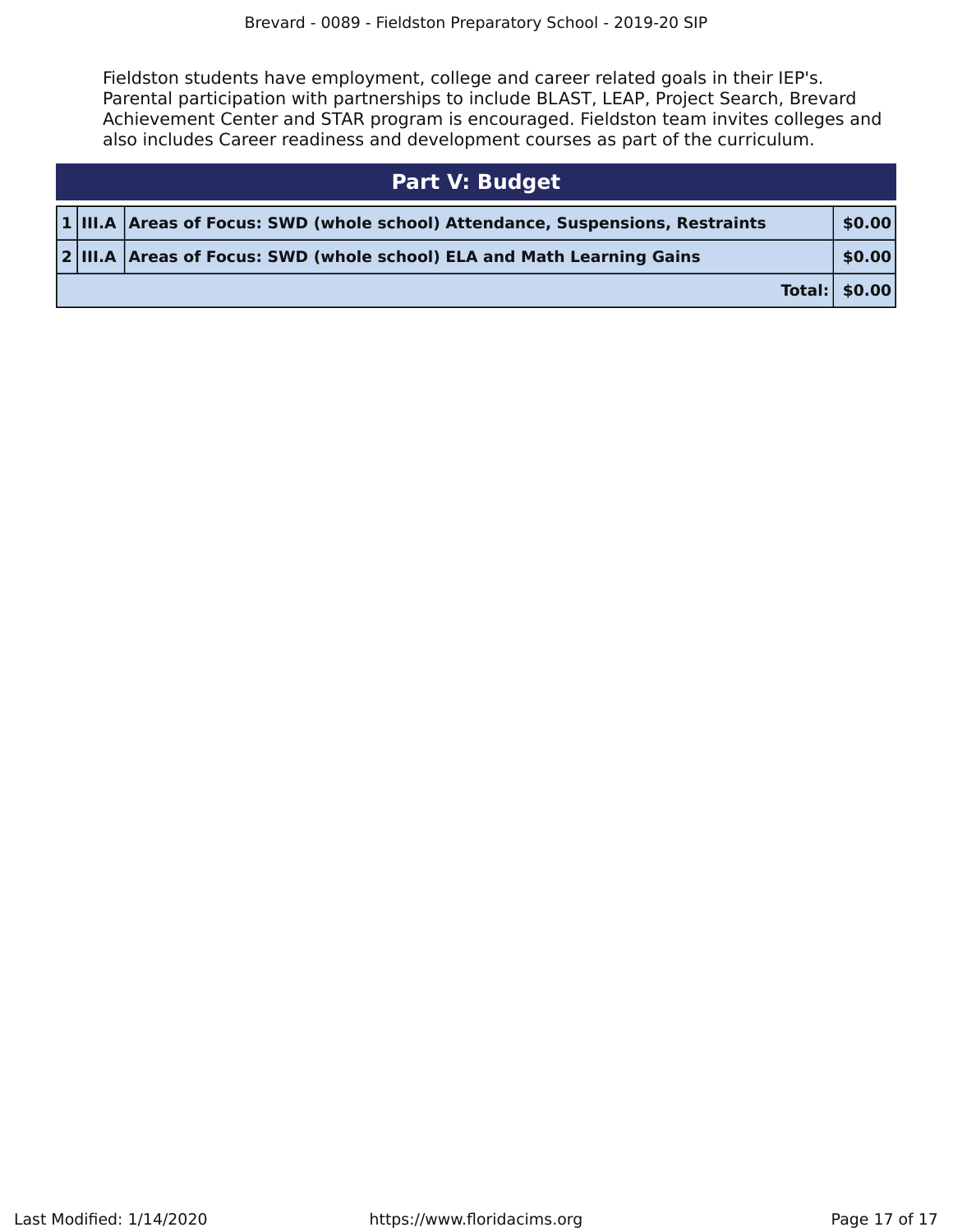Fieldston students have employment, college and career related goals in their IEP's. Parental participation with partnerships to include BLAST, LEAP, Project Search, Brevard Achievement Center and STAR program is encouraged. Fieldston team invites colleges and also includes Career readiness and development courses as part of the curriculum.

## Part V: Budget

| | | | |
|---|---|---|---|
| **1** | **III.A** | **Areas of Focus: SWD (whole school) Attendance, Suspensions, Restraints** | **$0.00** |
| **2** | **III.A** | **Areas of Focus: SWD (whole school) ELA and Math Learning Gains** | **$0.00** |
| | | **Total:** | **$0.00** |